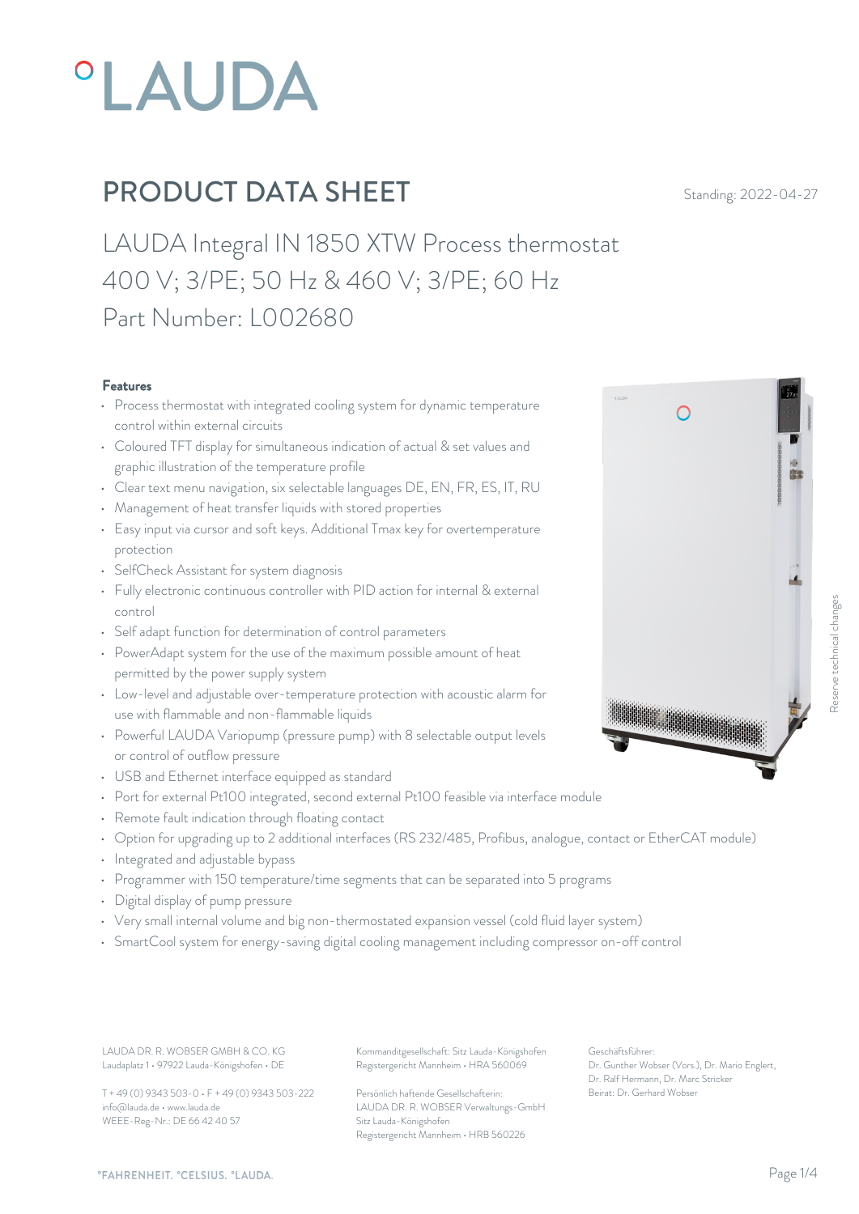# °LAUDA

## PRODUCT DATA SHEET

Standing: 2022-04-27

LAUDA Integral IN 1850 XTW Process thermostat
400 V; 3/PE; 50 Hz & 460 V; 3/PE; 60 Hz
Part Number: L002680

**Features**

- Process thermostat with integrated cooling system for dynamic temperature control within external circuits
- Coloured TFT display for simultaneous indication of actual & set values and graphic illustration of the temperature profile
- Clear text menu navigation, six selectable languages DE, EN, FR, ES, IT, RU
- Management of heat transfer liquids with stored properties
- Easy input via cursor and soft keys. Additional Tmax key for overtemperature protection
- SelfCheck Assistant for system diagnosis
- Fully electronic continuous controller with PID action for internal & external control
- Self adapt function for determination of control parameters
- PowerAdapt system for the use of the maximum possible amount of heat permitted by the power supply system
- Low-level and adjustable over-temperature protection with acoustic alarm for use with flammable and non-flammable liquids
- Powerful LAUDA Variopump (pressure pump) with 8 selectable output levels or control of outflow pressure
- USB and Ethernet interface equipped as standard
- Port for external Pt100 integrated, second external Pt100 feasible via interface module
- Remote fault indication through floating contact
- Option for upgrading up to 2 additional interfaces (RS 232/485, Profibus, analogue, contact or EtherCAT module)
- Integrated and adjustable bypass
- Programmer with 150 temperature/time segments that can be separated into 5 programs
- Digital display of pump pressure
- Very small internal volume and big non-thermostated expansion vessel (cold fluid layer system)
- SmartCool system for energy-saving digital cooling management including compressor on-off control

Reserve technical changes

LAUDA DR. R. WOBSER GMBH & CO. KG
Laudaplatz 1 • 97922 Lauda-Königshofen • DE

T + 49 (0) 9343 503-0 • F + 49 (0) 9343 503-222
info@lauda.de • www.lauda.de
WEEE-Reg-Nr.: DE 66 42 40 57

Kommanditgesellschaft: Sitz Lauda-Königshofen
Registergericht Mannheim • HRA 560069

Persönlich haftende Gesellschafterin:
LAUDA DR. R. WOBSER Verwaltungs-GmbH
Sitz Lauda-Königshofen
Registergericht Mannheim • HRB 560226

Geschäftsführer:
Dr. Gunther Wobser (Vors.), Dr. Mario Englert, Dr. Ralf Hermann, Dr. Marc Stricker
Beirat: Dr. Gerhard Wobser

°FAHRENHEIT. °CELSIUS. °LAUDA.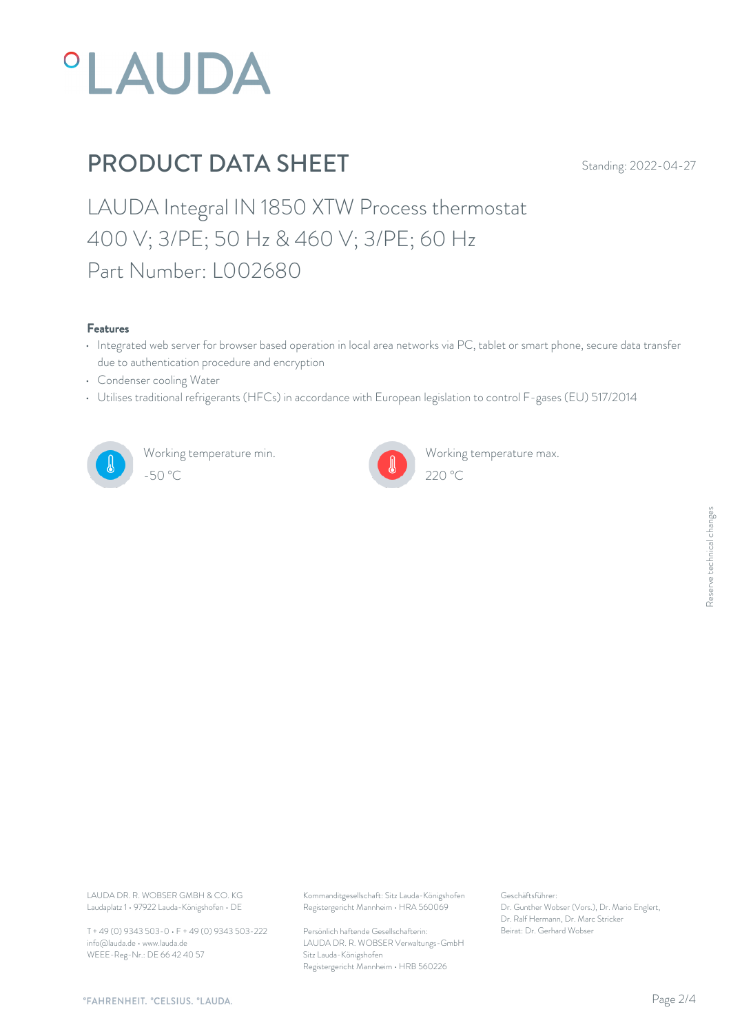# PRODUCT DATA SHEET

Standing: 2022-04-27

## LAUDA Integral IN 1850 XTW Process thermostat 400 V; 3/PE; 50 Hz & 460 V; 3/PE; 60 Hz Part Number: L002680

### Features

- Integrated web server for browser based operation in local area networks via PC, tablet or smart phone, secure data transfer due to authentication procedure and encryption
- Condenser cooling Water
- Utilises traditional refrigerants (HFCs) in accordance with European legislation to control F-gases (EU) 517/2014

Working temperature min.
-50 °C

Working temperature max.
220 °C

Reserve technical changes

LAUDA DR. R. WOBSER GMBH & CO. KG
Laudaplatz 1 • 97922 Lauda-Königshofen • DE

T + 49 (0) 9343 503-0 • F + 49 (0) 9343 503-222
info@lauda.de • www.lauda.de
WEEE-Reg-Nr.: DE 66 42 40 57

Kommanditgesellschaft: Sitz Lauda-Königshofen
Registergericht Mannheim • HRA 560069

Persönlich haftende Gesellschafterin:
LAUDA DR. R. WOBSER Verwaltungs-GmbH
Sitz Lauda-Königshofen
Registergericht Mannheim • HRB 560226

Geschäftsführer:
Dr. Gunther Wobser (Vors.), Dr. Mario Englert, Dr. Ralf Hermann, Dr. Marc Stricker
Beirat: Dr. Gerhard Wobser

°FAHRENHEIT. °CELSIUS. °LAUDA.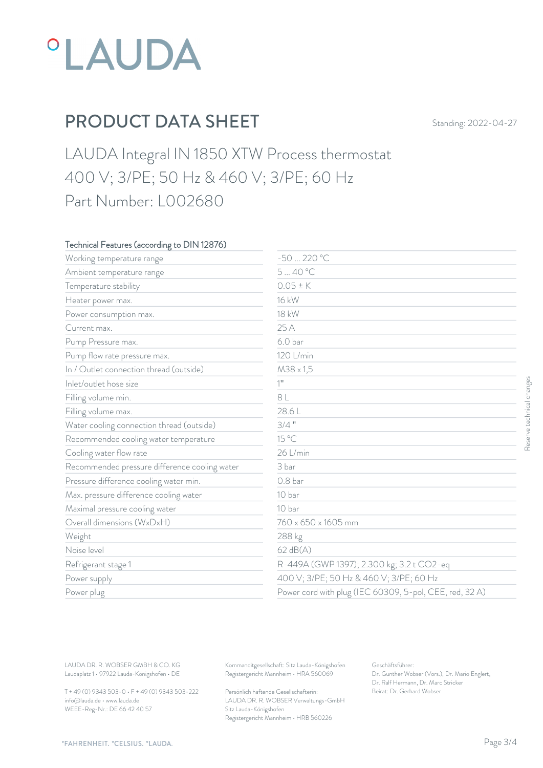# PRODUCT DATA SHEET

Standing: 2022-04-27

## LAUDA Integral IN 1850 XTW Process thermostat 400 V; 3/PE; 50 Hz & 460 V; 3/PE; 60 Hz Part Number: L002680

| Technical Features (according to DIN 12876) | |
|---|---|
| Working temperature range | -50 ... 220 °C |
| Ambient temperature range | 5 ... 40 °C |
| Temperature stability | 0.05 ± K |
| Heater power max. | 16 kW |
| Power consumption max. | 18 kW |
| Current max. | 25 A |
| Pump Pressure max. | 6.0 bar |
| Pump flow rate pressure max. | 120 L/min |
| In / Outlet connection thread (outside) | M38 x 1,5 |
| Inlet/outlet hose size | 1" |
| Filling volume min. | 8 L |
| Filling volume max. | 28.6 L |
| Water cooling connection thread (outside) | 3/4 " |
| Recommended cooling water temperature | 15 °C |
| Cooling water flow rate | 26 L/min |
| Recommended pressure difference cooling water | 3 bar |
| Pressure difference cooling water min. | 0.8 bar |
| Max. pressure difference cooling water | 10 bar |
| Maximal pressure cooling water | 10 bar |
| Overall dimensions (WxDxH) | 760 x 650 x 1605 mm |
| Weight | 288 kg |
| Noise level | 62 dB(A) |
| Refrigerant stage 1 | R-449A (GWP 1397); 2.300 kg; 3.2 t $CO_2$-eq |
| Power supply | 400 V; 3/PE; 50 Hz & 460 V; 3/PE; 60 Hz |
| Power plug | Power cord with plug (IEC 60309, 5-pol, CEE, red, 32 A) |

Reserve technical changes

LAUDA DR. R. WOBSER GMBH & CO. KG
Laudaplatz 1 • 97922 Lauda-Königshofen • DE

T + 49 (0) 9343 503-0 • F + 49 (0) 9343 503-222
info@lauda.de • www.lauda.de
WEEE-Reg-Nr.: DE 66 42 40 57

Kommanditgesellschaft: Sitz Lauda-Königshofen
Registergericht Mannheim • HRA 560069

Persönlich haftende Gesellschafterin:
LAUDA DR. R. WOBSER Verwaltungs-GmbH
Sitz Lauda-Königshofen
Registergericht Mannheim • HRB 560226

Geschäftsführer:
Dr. Gunther Wobser (Vors.), Dr. Mario Englert, Dr. Ralf Hermann, Dr. Marc Stricker
Beirat: Dr. Gerhard Wobser

°FAHRENHEIT. °CELSIUS. °LAUDA.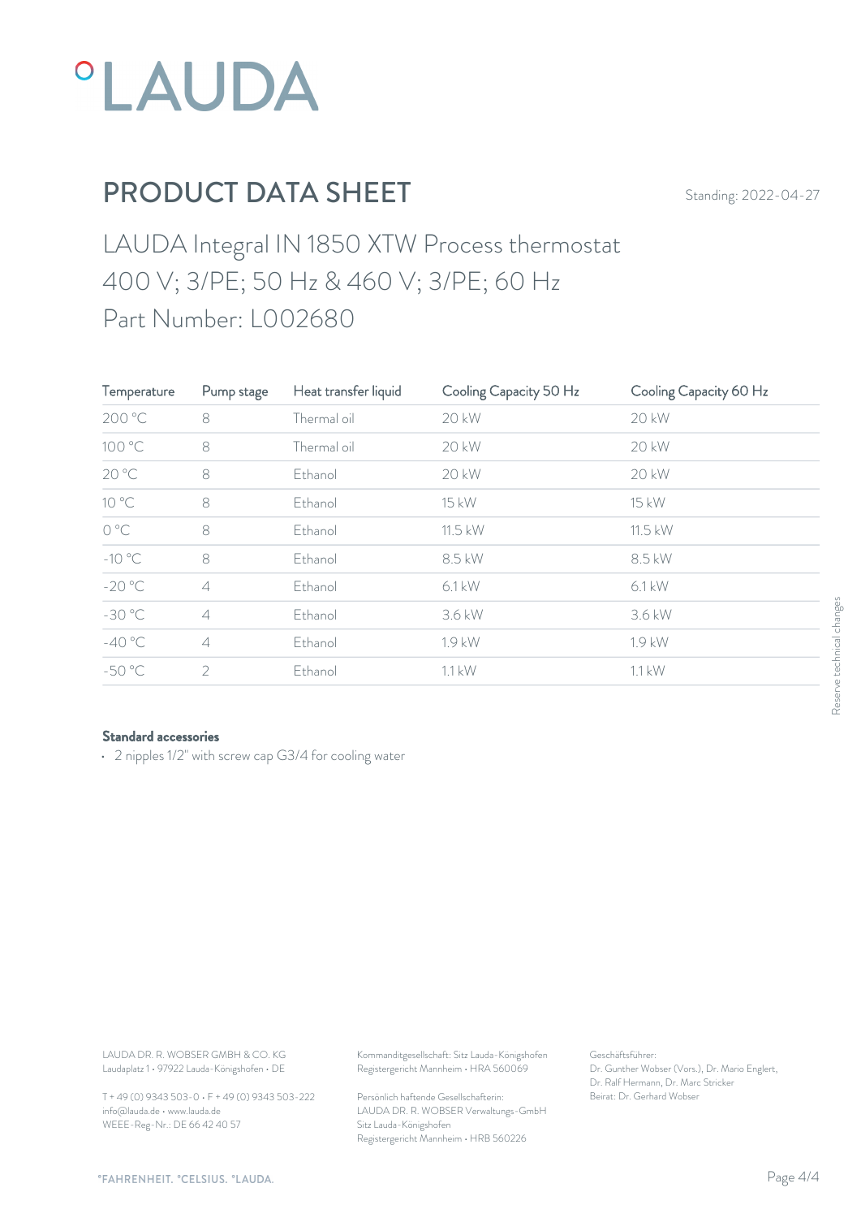°LAUDA

# PRODUCT DATA SHEET

Standing: 2022-04-27

## LAUDA Integral IN 1850 XTW Process thermostat
## 400 V; 3/PE; 50 Hz & 460 V; 3/PE; 60 Hz
## Part Number: L002680

| Temperature | Pump stage | Heat transfer liquid | Cooling Capacity 50 Hz | Cooling Capacity 60 Hz |
|---|---|---|---|---|
| 200 °C | 8 | Thermal oil | 20 kW | 20 kW |
| 100 °C | 8 | Thermal oil | 20 kW | 20 kW |
| 20 °C | 8 | Ethanol | 20 kW | 20 kW |
| 10 °C | 8 | Ethanol | 15 kW | 15 kW |
| 0 °C | 8 | Ethanol | 11.5 kW | 11.5 kW |
| -10 °C | 8 | Ethanol | 8.5 kW | 8.5 kW |
| -20 °C | 4 | Ethanol | 6.1 kW | 6.1 kW |
| -30 °C | 4 | Ethanol | 3.6 kW | 3.6 kW |
| -40 °C | 4 | Ethanol | 1.9 kW | 1.9 kW |
| -50 °C | 2 | Ethanol | 1.1 kW | 1.1 kW |

Reserve technical changes

**Standard accessories**

- 2 nipples 1/2" with screw cap G3/4 for cooling water

LAUDA DR. R. WOBSER GMBH & CO. KG
Laudaplatz 1 • 97922 Lauda-Königshofen • DE

T + 49 (0) 9343 503-0 • F + 49 (0) 9343 503-222
info@lauda.de • www.lauda.de
WEEE-Reg-Nr.: DE 66 42 40 57

Kommanditgesellschaft: Sitz Lauda-Königshofen
Registergericht Mannheim • HRA 560069

Persönlich haftende Gesellschafterin:
LAUDA DR. R. WOBSER Verwaltungs-GmbH
Sitz Lauda-Königshofen
Registergericht Mannheim • HRB 560226

Geschäftsführer:
Dr. Gunther Wobser (Vors.), Dr. Mario Englert, Dr. Ralf Hermann, Dr. Marc Stricker
Beirat: Dr. Gerhard Wobser

°FAHRENHEIT. °CELSIUS. °LAUDA.